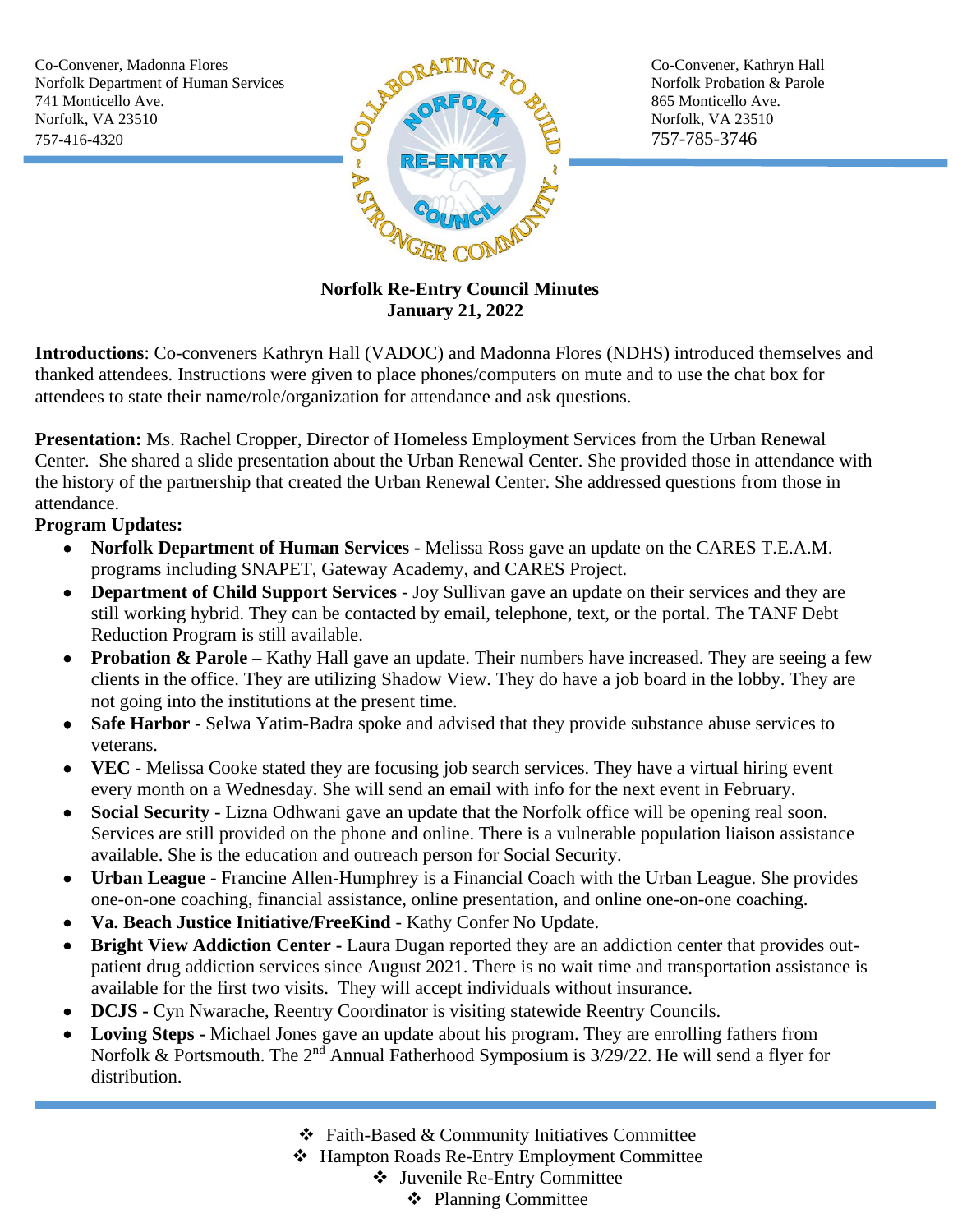Co-Convener, Madonna Flores
Norfolk Department of Human Services
741 Monticello Ave.
Norfolk, VA 23510
757-416-4320

Co-Convener, Kathryn Hall
Norfolk Probation & Parole
865 Monticello Ave.
Norfolk, VA 23510
757-785-3746

**Norfolk Re-Entry Council Minutes**
**January 21, 2022**

**Introductions**: Co-conveners Kathryn Hall (VADOC) and Madonna Flores (NDHS) introduced themselves and thanked attendees. Instructions were given to place phones/computers on mute and to use the chat box for attendees to state their name/role/organization for attendance and ask questions.

**Presentation:** Ms. Rachel Cropper, Director of Homeless Employment Services from the Urban Renewal Center. She shared a slide presentation about the Urban Renewal Center. She provided those in attendance with the history of the partnership that created the Urban Renewal Center. She addressed questions from those in attendance.

**Program Updates:**

- **Norfolk Department of Human Services -** Melissa Ross gave an update on the CARES T.E.A.M. programs including SNAPET, Gateway Academy, and CARES Project.
- **Department of Child Support Services** - Joy Sullivan gave an update on their services and they are still working hybrid. They can be contacted by email, telephone, text, or the portal. The TANF Debt Reduction Program is still available.
- **Probation & Parole –** Kathy Hall gave an update. Their numbers have increased. They are seeing a few clients in the office. They are utilizing Shadow View. They do have a job board in the lobby. They are not going into the institutions at the present time.
- **Safe Harbor** - Selwa Yatim-Badra spoke and advised that they provide substance abuse services to veterans.
- **VEC** - Melissa Cooke stated they are focusing job search services. They have a virtual hiring event every month on a Wednesday. She will send an email with info for the next event in February.
- **Social Security** - Lizna Odhwani gave an update that the Norfolk office will be opening real soon. Services are still provided on the phone and online. There is a vulnerable population liaison assistance available. She is the education and outreach person for Social Security.
- **Urban League -** Francine Allen-Humphrey is a Financial Coach with the Urban League. She provides one-on-one coaching, financial assistance, online presentation, and online one-on-one coaching.
- **Va. Beach Justice Initiative/FreeKind** - Kathy Confer No Update.
- **Bright View Addiction Center -** Laura Dugan reported they are an addiction center that provides out-patient drug addiction services since August 2021. There is no wait time and transportation assistance is available for the first two visits. They will accept individuals without insurance.
- **DCJS -** Cyn Nwarache, Reentry Coordinator is visiting statewide Reentry Councils.
- **Loving Steps -** Michael Jones gave an update about his program. They are enrolling fathers from Norfolk & Portsmouth. The 2nd Annual Fatherhood Symposium is 3/29/22. He will send a flyer for distribution.

---

- Faith-Based & Community Initiatives Committee
- Hampton Roads Re-Entry Employment Committee
- Juvenile Re-Entry Committee
- Planning Committee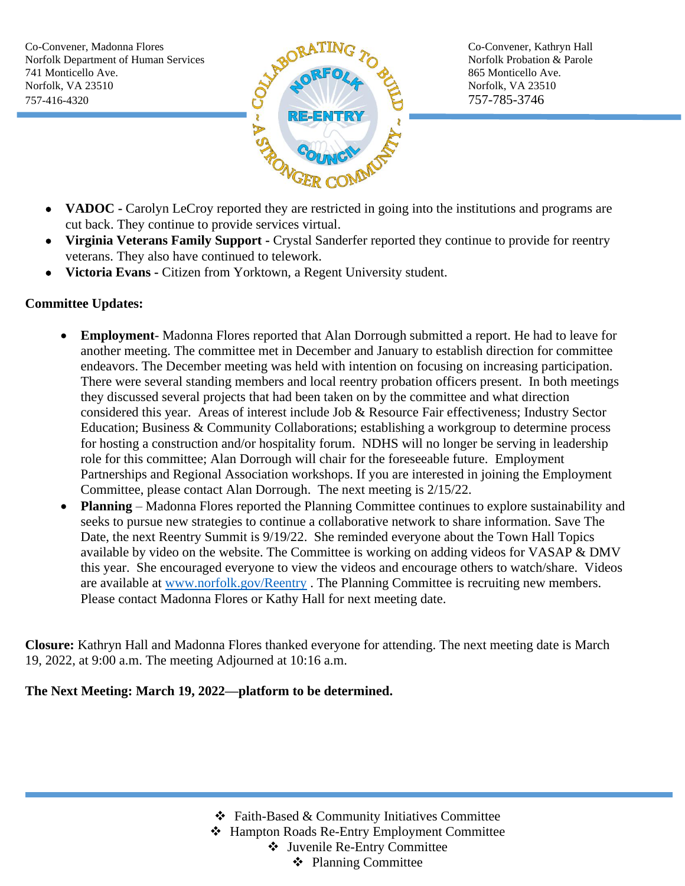- **VADOC -** Carolyn LeCroy reported they are restricted in going into the institutions and programs are cut back. They continue to provide services virtual.
- **Virginia Veterans Family Support -** Crystal Sanderfer reported they continue to provide for reentry veterans. They also have continued to telework.
- **Victoria Evans -** Citizen from Yorktown, a Regent University student.

**Committee Updates:**

- **Employment**- Madonna Flores reported that Alan Dorrough submitted a report. He had to leave for another meeting. The committee met in December and January to establish direction for committee endeavors. The December meeting was held with intention on focusing on increasing participation. There were several standing members and local reentry probation officers present. In both meetings they discussed several projects that had been taken on by the committee and what direction considered this year. Areas of interest include Job & Resource Fair effectiveness; Industry Sector Education; Business & Community Collaborations; establishing a workgroup to determine process for hosting a construction and/or hospitality forum. NDHS will no longer be serving in leadership role for this committee; Alan Dorrough will chair for the foreseeable future. Employment Partnerships and Regional Association workshops. If you are interested in joining the Employment Committee, please contact Alan Dorrough. The next meeting is 2/15/22.
- **Planning** – Madonna Flores reported the Planning Committee continues to explore sustainability and seeks to pursue new strategies to continue a collaborative network to share information. Save The Date, the next Reentry Summit is 9/19/22. She reminded everyone about the Town Hall Topics available by video on the website. The Committee is working on adding videos for VASAP & DMV this year. She encouraged everyone to view the videos and encourage others to watch/share. Videos are available at www.norfolk.gov/Reentry . The Planning Committee is recruiting new members. Please contact Madonna Flores or Kathy Hall for next meeting date.

**Closure:** Kathryn Hall and Madonna Flores thanked everyone for attending. The next meeting date is March 19, 2022, at 9:00 a.m. The meeting Adjourned at 10:16 a.m.

**The Next Meeting: March 19, 2022—platform to be determined.**